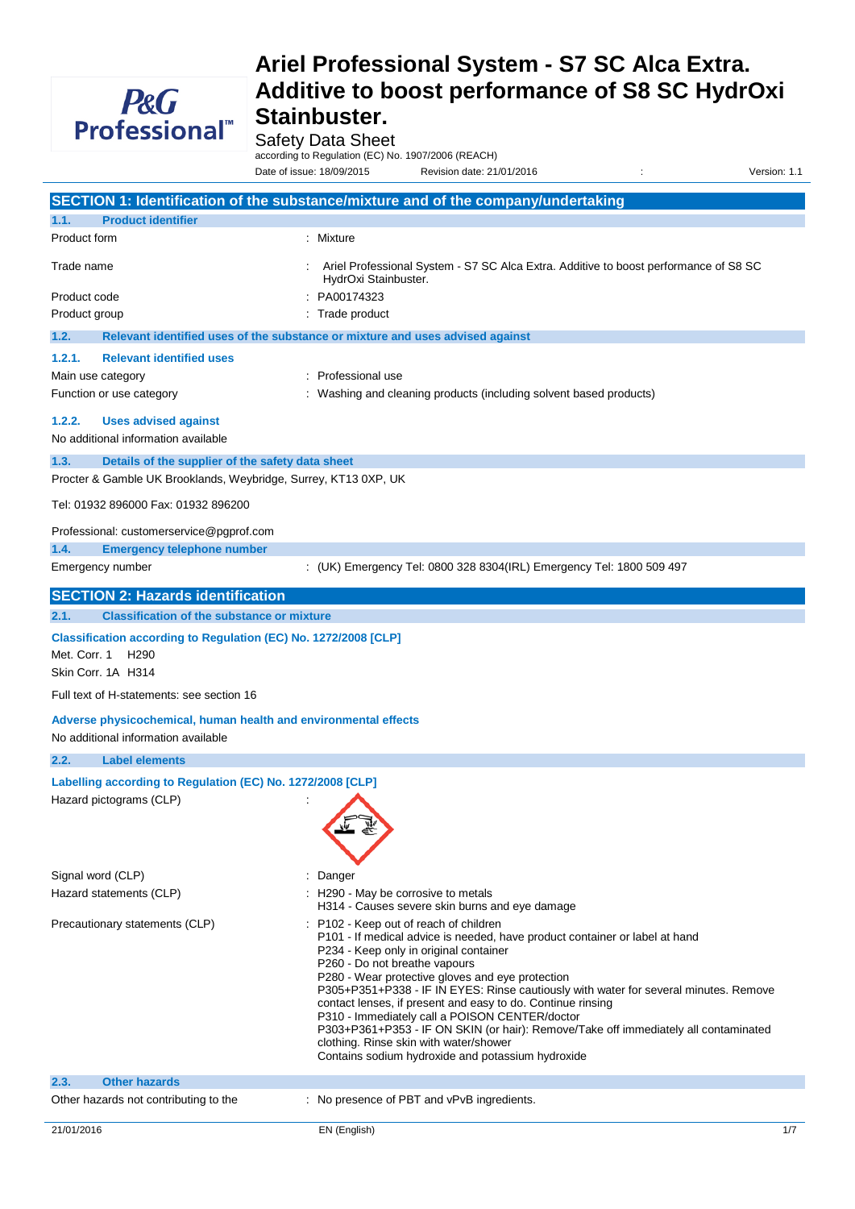# Ariel Professional System - S7 SC Alca Extra. Additive to boost performance of S8 SC HydrOxi Stainbuster.

Safety Data Sheet

according to Regulation (EC) No. 1907/2006 (REACH)

Date of issue: 18/09/2015 Revision date: 21/01/2016 : Version: 1.1

## SECTION 1: Identification of the substance/mixture and of the company/undertaking

### 1.1. Product identifier

| | |
|---|---|
| Product form | : Mixture |
| Trade name | : Ariel Professional System - S7 SC Alca Extra. Additive to boost performance of S8 SC HydrOxi Stainbuster. |
| Product code | : PA00174323 |
| Product group | : Trade product |

### 1.2. Relevant identified uses of the substance or mixture and uses advised against

#### 1.2.1. Relevant identified uses

| | |
|---|---|
| Main use category | : Professional use |
| Function or use category | : Washing and cleaning products (including solvent based products) |

#### 1.2.2. Uses advised against

No additional information available

### 1.3. Details of the supplier of the safety data sheet

Procter & Gamble UK Brooklands, Weybridge, Surrey, KT13 0XP, UK

Tel: 01932 896000 Fax: 01932 896200

Professional: customerservice@pgprof.com

### 1.4. Emergency telephone number

| | |
|---|---|
| Emergency number | : (UK) Emergency Tel: 0800 328 8304(IRL) Emergency Tel: 1800 509 497 |

## SECTION 2: Hazards identification

### 2.1. Classification of the substance or mixture

**Classification according to Regulation (EC) No. 1272/2008 [CLP]**

Met. Corr. 1 H290

Skin Corr. 1A H314

Full text of H-statements: see section 16

**Adverse physicochemical, human health and environmental effects**

No additional information available

### 2.2. Label elements

**Labelling according to Regulation (EC) No. 1272/2008 [CLP]**

Hazard pictograms (CLP) :

Signal word (CLP) : Danger

Hazard statements (CLP) :
- H290 - May be corrosive to metals
- H314 - Causes severe skin burns and eye damage

Precautionary statements (CLP) :
- P102 - Keep out of reach of children
- P101 - If medical advice is needed, have product container or label at hand
- P234 - Keep only in original container
- P260 - Do not breathe vapours
- P280 - Wear protective gloves and eye protection
- P305+P351+P338 - IF IN EYES: Rinse cautiously with water for several minutes. Remove contact lenses, if present and easy to do. Continue rinsing
- P310 - Immediately call a POISON CENTER/doctor
- P303+P361+P353 - IF ON SKIN (or hair): Remove/Take off immediately all contaminated clothing. Rinse skin with water/shower
- Contains sodium hydroxide and potassium hydroxide

### 2.3. Other hazards

| | |
|---|---|
| Other hazards not contributing to the | : No presence of PBT and vPvB ingredients. |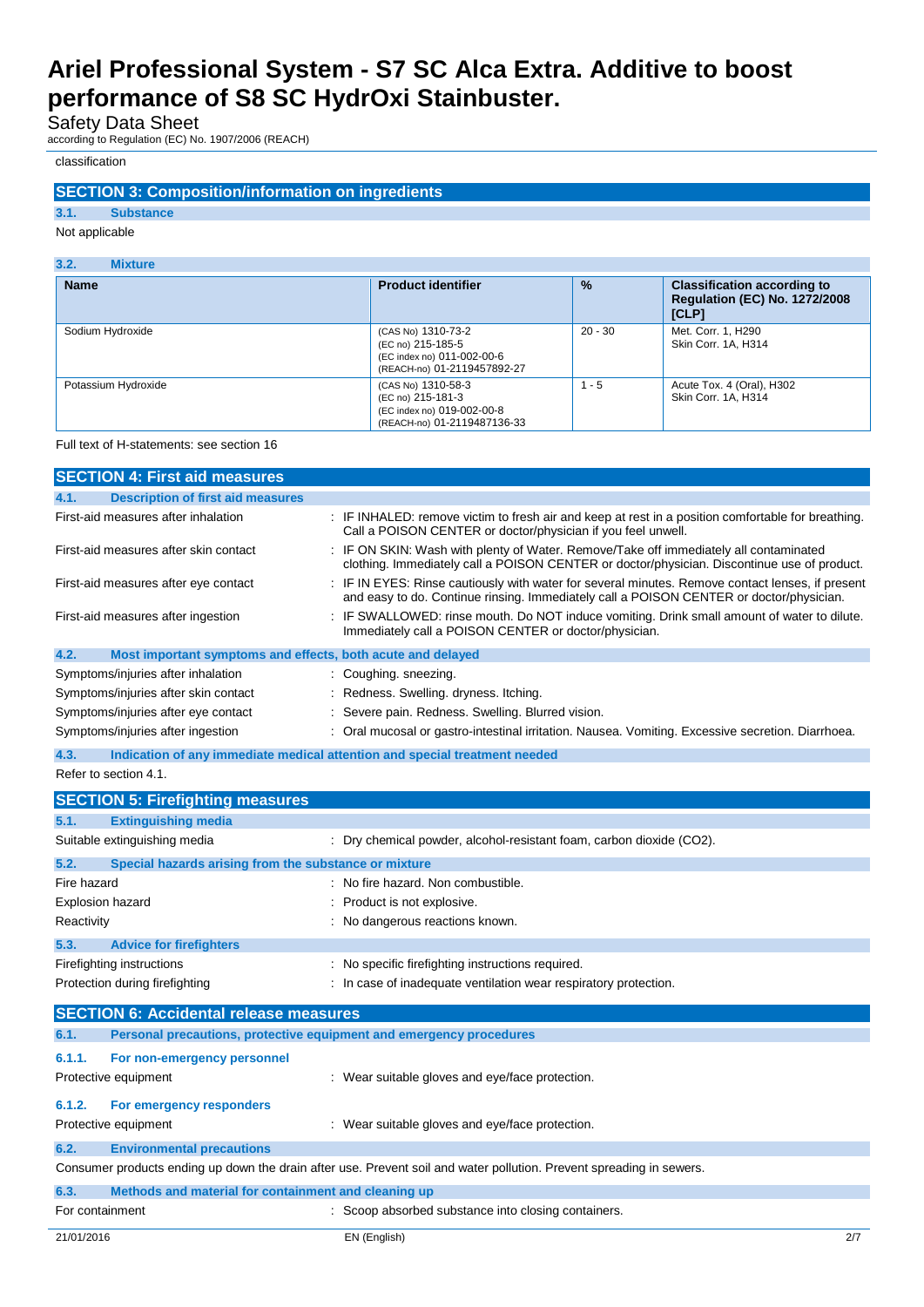classification

## SECTION 3: Composition/information on ingredients

### 3.1. Substance

Not applicable

### 3.2. Mixture

| Name | Product identifier | % | Classification according to Regulation (EC) No. 1272/2008 [CLP] |
|---|---|---|---|
| Sodium Hydroxide | (CAS No) 1310-73-2<br>(EC no) 215-185-5<br>(EC index no) 011-002-00-6<br>(REACH-no) 01-2119457892-27 | 20 - 30 | Met. Corr. 1, H290<br>Skin Corr. 1A, H314 |
| Potassium Hydroxide | (CAS No) 1310-58-3<br>(EC no) 215-181-3<br>(EC index no) 019-002-00-8<br>(REACH-no) 01-2119487136-33 | 1 - 5 | Acute Tox. 4 (Oral), H302<br>Skin Corr. 1A, H314 |

Full text of H-statements: see section 16

## SECTION 4: First aid measures

### 4.1. Description of first aid measures

First-aid measures after inhalation : IF INHALED: remove victim to fresh air and keep at rest in a position comfortable for breathing. Call a POISON CENTER or doctor/physician if you feel unwell.

First-aid measures after skin contact : IF ON SKIN: Wash with plenty of Water. Remove/Take off immediately all contaminated clothing. Immediately call a POISON CENTER or doctor/physician. Discontinue use of product.

First-aid measures after eye contact : IF IN EYES: Rinse cautiously with water for several minutes. Remove contact lenses, if present and easy to do. Continue rinsing. Immediately call a POISON CENTER or doctor/physician.

First-aid measures after ingestion : IF SWALLOWED: rinse mouth. Do NOT induce vomiting. Drink small amount of water to dilute. Immediately call a POISON CENTER or doctor/physician.

### 4.2. Most important symptoms and effects, both acute and delayed

Symptoms/injuries after inhalation : Coughing. sneezing.

Symptoms/injuries after skin contact : Redness. Swelling. dryness. Itching.

Symptoms/injuries after eye contact : Severe pain. Redness. Swelling. Blurred vision.

Symptoms/injuries after ingestion : Oral mucosal or gastro-intestinal irritation. Nausea. Vomiting. Excessive secretion. Diarrhoea.

### 4.3. Indication of any immediate medical attention and special treatment needed

Refer to section 4.1.

## SECTION 5: Firefighting measures

### 5.1. Extinguishing media

Suitable extinguishing media : Dry chemical powder, alcohol-resistant foam, carbon dioxide ($CO_2$).

### 5.2. Special hazards arising from the substance or mixture

Fire hazard : No fire hazard. Non combustible.

Explosion hazard : Product is not explosive.

Reactivity : No dangerous reactions known.

### 5.3. Advice for firefighters

Firefighting instructions : No specific firefighting instructions required.

Protection during firefighting : In case of inadequate ventilation wear respiratory protection.

## SECTION 6: Accidental release measures

### 6.1. Personal precautions, protective equipment and emergency procedures

#### 6.1.1. For non-emergency personnel

Protective equipment : Wear suitable gloves and eye/face protection.

#### 6.1.2. For emergency responders

Protective equipment : Wear suitable gloves and eye/face protection.

### 6.2. Environmental precautions

Consumer products ending up down the drain after use. Prevent soil and water pollution. Prevent spreading in sewers.

### 6.3. Methods and material for containment and cleaning up

For containment : Scoop absorbed substance into closing containers.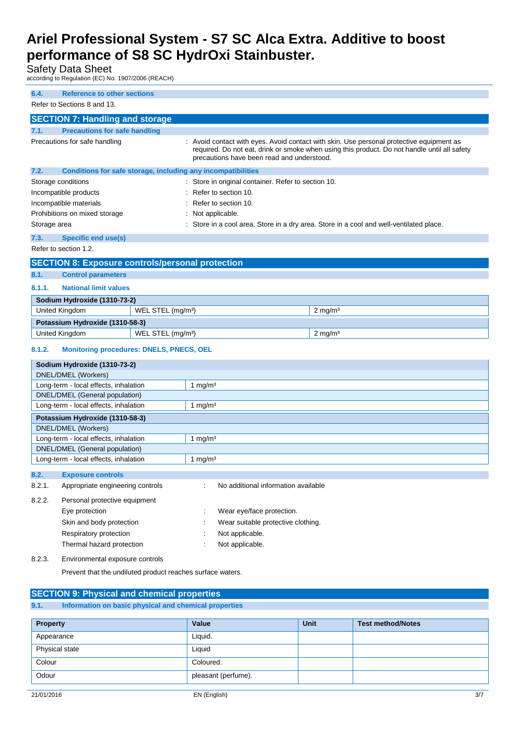### 6.4. Reference to other sections

Refer to Sections 8 and 13.

## SECTION 7: Handling and storage

### 7.1. Precautions for safe handling

Precautions for safe handling : Avoid contact with eyes. Avoid contact with skin. Use personal protective equipment as required. Do not eat, drink or smoke when using this product. Do not handle until all safety precautions have been read and understood.

### 7.2. Conditions for safe storage, including any incompatibilities

Storage conditions : Store in original container. Refer to section 10.

Incompatible products : Refer to section 10.

Incompatible materials : Refer to section 10.

Prohibitions on mixed storage : Not applicable.

Storage area : Store in a cool area. Store in a dry area. Store in a cool and well-ventilated place.

### 7.3. Specific end use(s)

Refer to section 1.2.

## SECTION 8: Exposure controls/personal protection

### 8.1. Control parameters

#### 8.1.1. National limit values

| Sodium Hydroxide (1310-73-2) | | |
|---|---|---|
| United Kingdom | WEL STEL (mg/m³) | 2 mg/m³ |
| **Potassium Hydroxide (1310-58-3)** | | |
| United Kingdom | WEL STEL (mg/m³) | 2 mg/m³ |

#### 8.1.2. Monitoring procedures: DNELS, PNECS, OEL

| Sodium Hydroxide (1310-73-2) | |
|---|---|
| DNEL/DMEL (Workers) | |
| Long-term - local effects, inhalation | 1 mg/m³ |
| DNEL/DMEL (General population) | |
| Long-term - local effects, inhalation | 1 mg/m³ |
| **Potassium Hydroxide (1310-58-3)** | |
| DNEL/DMEL (Workers) | |
| Long-term - local effects, inhalation | 1 mg/m³ |
| DNEL/DMEL (General population) | |
| Long-term - local effects, inhalation | 1 mg/m³ |

### 8.2. Exposure controls

8.2.1. Appropriate engineering controls : No additional information available

8.2.2. Personal protective equipment

- Eye protection : Wear eye/face protection.
- Skin and body protection : Wear suitable protective clothing.
- Respiratory protection : Not applicable.
- Thermal hazard protection : Not applicable.

8.2.3. Environmental exposure controls

Prevent that the undiluted product reaches surface waters.

## SECTION 9: Physical and chemical properties

### 9.1. Information on basic physical and chemical properties

| Property | Value | Unit | Test method/Notes |
|---|---|---|---|
| Appearance | Liquid. | | |
| Physical state | Liquid | | |
| Colour | Coloured. | | |
| Odour | pleasant (perfume). | | |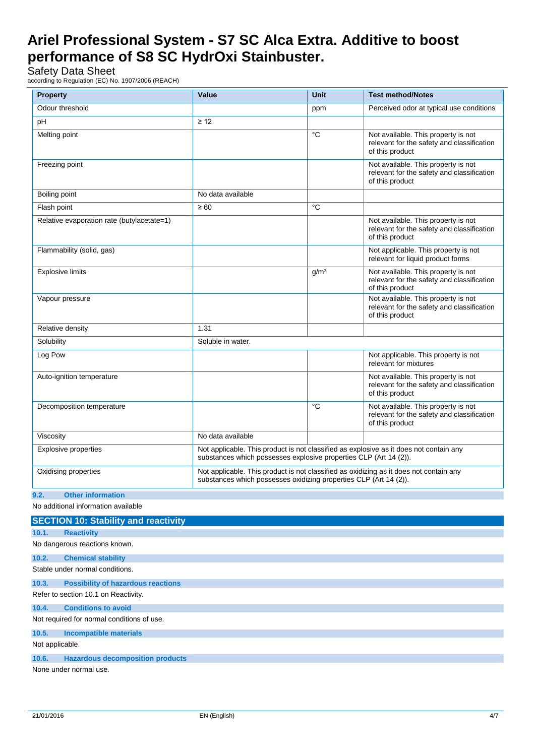| Property | Value | Unit | Test method/Notes |
|---|---|---|---|
| Odour threshold | | ppm | Perceived odor at typical use conditions |
| pH | ≥ 12 | | |
| Melting point | | °C | Not available. This property is not relevant for the safety and classification of this product |
| Freezing point | | | Not available. This property is not relevant for the safety and classification of this product |
| Boiling point | No data available | | |
| Flash point | ≥ 60 | °C | |
| Relative evaporation rate (butylacetate=1) | | | Not available. This property is not relevant for the safety and classification of this product |
| Flammability (solid, gas) | | | Not applicable. This property is not relevant for liquid product forms |
| Explosive limits | | g/m³ | Not available. This property is not relevant for the safety and classification of this product |
| Vapour pressure | | | Not available. This property is not relevant for the safety and classification of this product |
| Relative density | 1.31 | | |
| Solubility | Soluble in water. | | |
| Log Pow | | | Not applicable. This property is not relevant for mixtures |
| Auto-ignition temperature | | | Not available. This property is not relevant for the safety and classification of this product |
| Decomposition temperature | | °C | Not available. This property is not relevant for the safety and classification of this product |
| Viscosity | No data available | | |
| Explosive properties | Not applicable. This product is not classified as explosive as it does not contain any substances which possesses explosive properties CLP (Art 14 (2)). | | |
| Oxidising properties | Not applicable. This product is not classified as oxidizing as it does not contain any substances which possesses oxidizing properties CLP (Art 14 (2)). | | |

### 9.2. Other information

No additional information available

## SECTION 10: Stability and reactivity

### 10.1. Reactivity

No dangerous reactions known.

### 10.2. Chemical stability

Stable under normal conditions.

### 10.3. Possibility of hazardous reactions

Refer to section 10.1 on Reactivity.

### 10.4. Conditions to avoid

Not required for normal conditions of use.

### 10.5. Incompatible materials

Not applicable.

### 10.6. Hazardous decomposition products

None under normal use.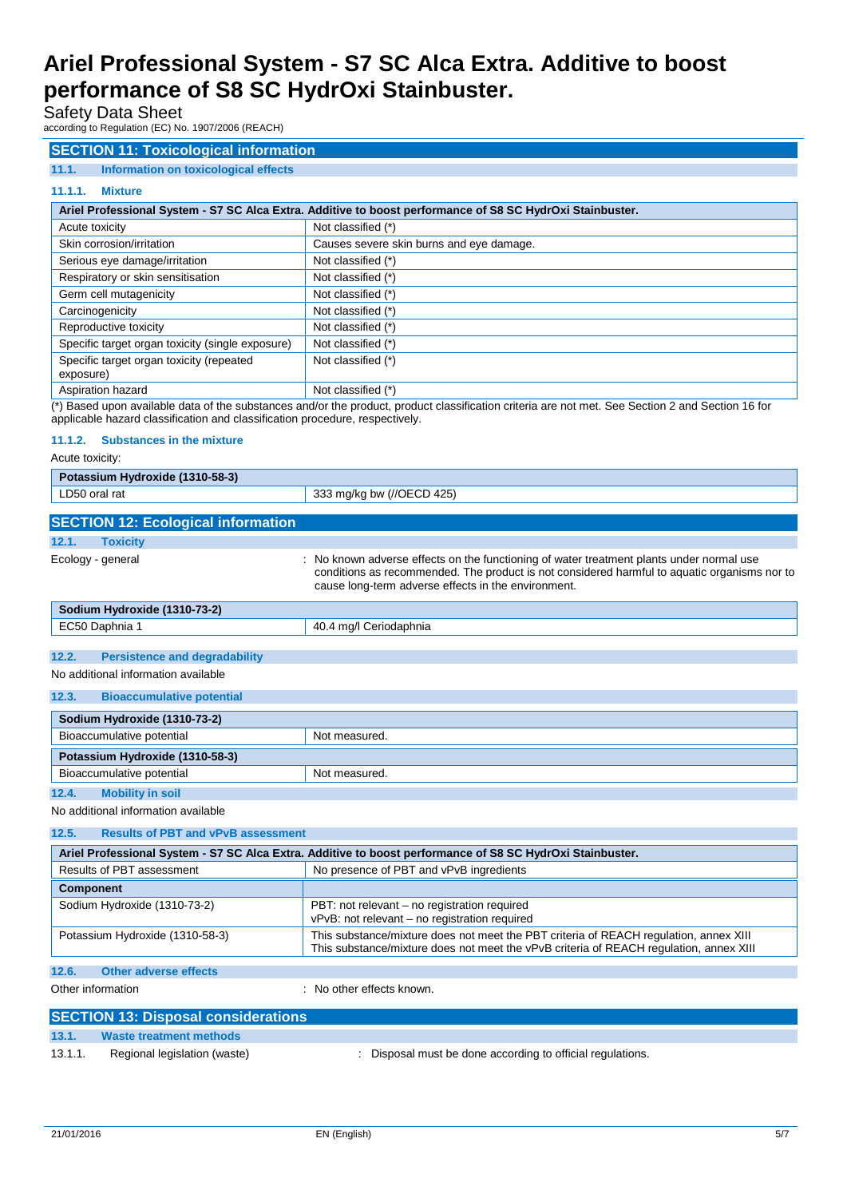## SECTION 11: Toxicological information

### 11.1. Information on toxicological effects

#### 11.1.1. Mixture

| Ariel Professional System - S7 SC Alca Extra. Additive to boost performance of S8 SC HydrOxi Stainbuster. | |
|---|---|
| Acute toxicity | Not classified (*) |
| Skin corrosion/irritation | Causes severe skin burns and eye damage. |
| Serious eye damage/irritation | Not classified (*) |
| Respiratory or skin sensitisation | Not classified (*) |
| Germ cell mutagenicity | Not classified (*) |
| Carcinogenicity | Not classified (*) |
| Reproductive toxicity | Not classified (*) |
| Specific target organ toxicity (single exposure) | Not classified (*) |
| Specific target organ toxicity (repeated exposure) | Not classified (*) |
| Aspiration hazard | Not classified (*) |

(*) Based upon available data of the substances and/or the product, product classification criteria are not met. See Section 2 and Section 16 for applicable hazard classification and classification procedure, respectively.

#### 11.1.2. Substances in the mixture

Acute toxicity:

| Potassium Hydroxide (1310-58-3) | |
|---|---|
| LD50 oral rat | 333 mg/kg bw (//OECD 425) |

## SECTION 12: Ecological information

### 12.1. Toxicity

Ecology - general : No known adverse effects on the functioning of water treatment plants under normal use conditions as recommended. The product is not considered harmful to aquatic organisms nor to cause long-term adverse effects in the environment.

| Sodium Hydroxide (1310-73-2) | |
|---|---|
| EC50 Daphnia 1 | 40.4 mg/l Ceriodaphnia |

### 12.2. Persistence and degradability

No additional information available

### 12.3. Bioaccumulative potential

| Sodium Hydroxide (1310-73-2) | |
|---|---|
| Bioaccumulative potential | Not measured. |
| **Potassium Hydroxide (1310-58-3)** | |
| Bioaccumulative potential | Not measured. |

### 12.4. Mobility in soil

No additional information available

### 12.5. Results of PBT and vPvB assessment

| Ariel Professional System - S7 SC Alca Extra. Additive to boost performance of S8 SC HydrOxi Stainbuster. | |
|---|---|
| Results of PBT assessment | No presence of PBT and vPvB ingredients |
| **Component** | |
| Sodium Hydroxide (1310-73-2) | PBT: not relevant – no registration required<br>vPvB: not relevant – no registration required |
| Potassium Hydroxide (1310-58-3) | This substance/mixture does not meet the PBT criteria of REACH regulation, annex XIII<br>This substance/mixture does not meet the vPvB criteria of REACH regulation, annex XIII |

### 12.6. Other adverse effects

Other information : No other effects known.

## SECTION 13: Disposal considerations

### 13.1. Waste treatment methods

13.1.1. Regional legislation (waste) : Disposal must be done according to official regulations.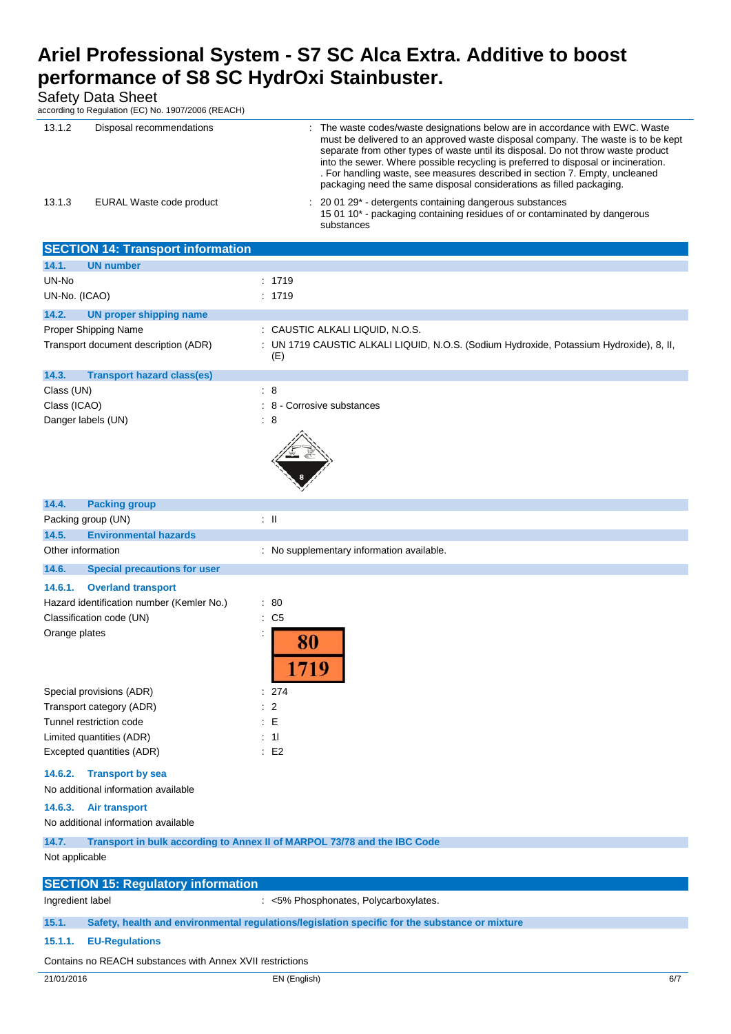| | | |
|---|---|---|
| 13.1.2 | Disposal recommendations | : The waste codes/waste designations below are in accordance with EWC. Waste must be delivered to an approved waste disposal company. The waste is to be kept separate from other types of waste until its disposal. Do not throw waste product into the sewer. Where possible recycling is preferred to disposal or incineration. . For handling waste, see measures described in section 7. Empty, uncleaned packaging need the same disposal considerations as filled packaging. |
| 13.1.3 | EURAL Waste code product | : 20 01 29* - detergents containing dangerous substances<br>15 01 10* - packaging containing residues of or contaminated by dangerous substances |

## SECTION 14: Transport information

### 14.1. UN number

| | |
|---|---|
| UN-No | : 1719 |
| UN-No. (ICAO) | : 1719 |

### 14.2. UN proper shipping name

| | |
|---|---|
| Proper Shipping Name | : CAUSTIC ALKALI LIQUID, N.O.S. |
| Transport document description (ADR) | : UN 1719 CAUSTIC ALKALI LIQUID, N.O.S. (Sodium Hydroxide, Potassium Hydroxide), 8, II, (E) |

### 14.3. Transport hazard class(es)

| | |
|---|---|
| Class (UN) | : 8 |
| Class (ICAO) | : 8 - Corrosive substances |
| Danger labels (UN) | : 8 |

### 14.4. Packing group

| | |
|---|---|
| Packing group (UN) | : II |

### 14.5. Environmental hazards

| | |
|---|---|
| Other information | : No supplementary information available. |

### 14.6. Special precautions for user

#### 14.6.1. Overland transport

| | |
|---|---|
| Hazard identification number (Kemler No.) | : 80 |
| Classification code (UN) | : C5 |
| Orange plates | : 80 / 1719 |
| Special provisions (ADR) | : 274 |
| Transport category (ADR) | : 2 |
| Tunnel restriction code | : E |
| Limited quantities (ADR) | : 1l |
| Excepted quantities (ADR) | : E2 |

#### 14.6.2. Transport by sea

No additional information available

#### 14.6.3. Air transport

No additional information available

### 14.7. Transport in bulk according to Annex II of MARPOL 73/78 and the IBC Code

Not applicable

## SECTION 15: Regulatory information

| | |
|---|---|
| Ingredient label | : <5% Phosphonates, Polycarboxylates. |

### 15.1. Safety, health and environmental regulations/legislation specific for the substance or mixture

#### 15.1.1. EU-Regulations

Contains no REACH substances with Annex XVII restrictions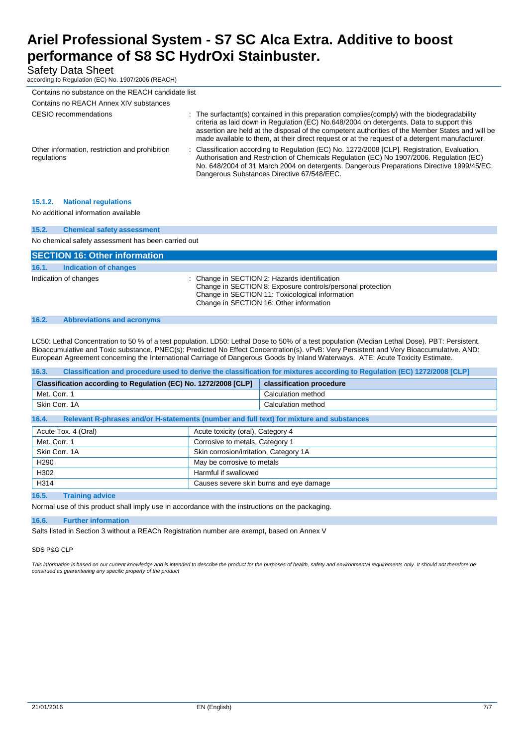Contains no substance on the REACH candidate list

Contains no REACH Annex XIV substances

| | |
|---|---|
| CESIO recommendations | : The surfactant(s) contained in this preparation complies(comply) with the biodegradability criteria as laid down in Regulation (EC) No.648/2004 on detergents. Data to support this assertion are held at the disposal of the competent authorities of the Member States and will be made available to them, at their direct request or at the request of a detergent manufacturer. |
| Other information, restriction and prohibition regulations | : Classification according to Regulation (EC) No. 1272/2008 [CLP]. Registration, Evaluation, Authorisation and Restriction of Chemicals Regulation (EC) No 1907/2006. Regulation (EC) No. 648/2004 of 31 March 2004 on detergents. Dangerous Preparations Directive 1999/45/EC. Dangerous Substances Directive 67/548/EEC. |

### 15.1.2. National regulations

No additional information available

### 15.2. Chemical safety assessment

No chemical safety assessment has been carried out

## SECTION 16: Other information

### 16.1. Indication of changes

Indication of changes : Change in SECTION 2: Hazards identification
Change in SECTION 8: Exposure controls/personal protection
Change in SECTION 11: Toxicological information
Change in SECTION 16: Other information

### 16.2. Abbreviations and acronyms

LC50: Lethal Concentration to 50 % of a test population. LD50: Lethal Dose to 50% of a test population (Median Lethal Dose). PBT: Persistent, Bioaccumulative and Toxic substance. PNEC(s): Predicted No Effect Concentration(s). vPvB: Very Persistent and Very Bioaccumulative. AND: European Agreement concerning the International Carriage of Dangerous Goods by Inland Waterways. ATE: Acute Toxicity Estimate.

### 16.3. Classification and procedure used to derive the classification for mixtures according to Regulation (EC) 1272/2008 [CLP]

| Classification according to Regulation (EC) No. 1272/2008 [CLP] | classification procedure |
|---|---|
| Met. Corr. 1 | Calculation method |
| Skin Corr. 1A | Calculation method |

### 16.4. Relevant R-phrases and/or H-statements (number and full text) for mixture and substances

| | |
|---|---|
| Acute Tox. 4 (Oral) | Acute toxicity (oral), Category 4 |
| Met. Corr. 1 | Corrosive to metals, Category 1 |
| Skin Corr. 1A | Skin corrosion/irritation, Category 1A |
| H290 | May be corrosive to metals |
| H302 | Harmful if swallowed |
| H314 | Causes severe skin burns and eye damage |

### 16.5. Training advice

Normal use of this product shall imply use in accordance with the instructions on the packaging.

### 16.6. Further information

Salts listed in Section 3 without a REACh Registration number are exempt, based on Annex V

SDS P&G CLP

*This information is based on our current knowledge and is intended to describe the product for the purposes of health, safety and environmental requirements only. It should not therefore be construed as guaranteeing any specific property of the product*